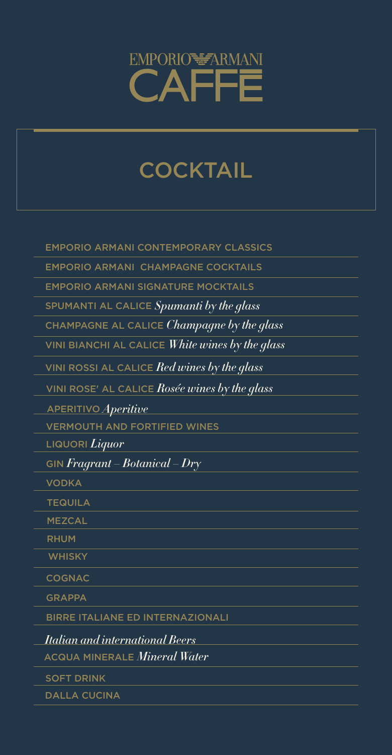# EMPORIO ARMANI CAFFÈ

## COCKTAIL

- EMPORIO ARMANI CONTEMPORARY CLASSICS
- EMPORIO ARMANI CHAMPAGNE COCKTAILS
- EMPORIO ARMANI SIGNATURE MOCKTAILS
- SPUMANTI AL CALICE *Spumanti by the glass*
- CHAMPAGNE AL CALICE *Champagne by the glass*
- VINI BIANCHI AL CALICE *White wines by the glass*
- VINI ROSSI AL CALICE *Red wines by the glass*
- VINI ROSE' AL CALICE *Rosée wines by the glass*
- APERITIVO *Aperitive*
- VERMOUTH AND FORTIFIED WINES
- LIQUORI *Liquor*
- GIN *Fragrant – Botanical – Dry*
- VODKA
- TEQUILA
- MEZCAL
- RHUM
- WHISKY
- COGNAC
- GRAPPA
- BIRRE ITALIANE ED INTERNAZIONALI *Italian and international Beers*
- ACQUA MINERALE *Mineral Water*
- SOFT DRINK
- DALLA CUCINA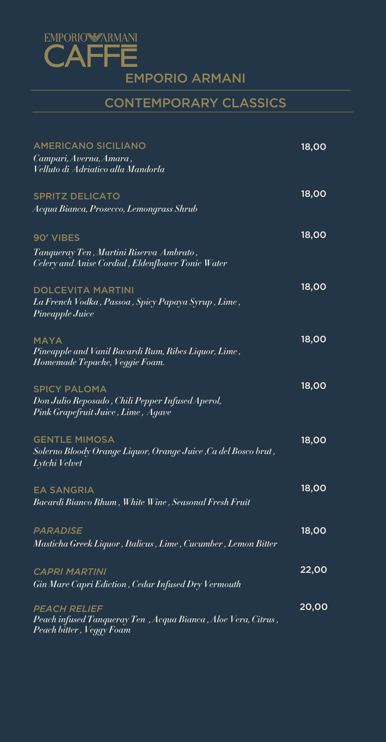EMPORIO ARMANI CAFFÈ

## EMPORIO ARMANI

## CONTEMPORARY CLASSICS

**AMERICANO SICILIANO** — 18,00
*Campari, Averna, Amara, Velluto di Adriatico alla Mandorla*

**SPRITZ DELICATO** — 18,00
*Acqua Bianca, Prosecco, Lemongrass Shrub*

**90' VIBES** — 18,00
*Tanqueray Ten, Martini Riserva Ambrato, Celery and Anise Cordial, Eldenflower Tonic Water*

**DOLCEVITA MARTINI** — 18,00
*La French Vodka, Passoa, Spicy Papaya Syrup, Lime, Pineapple Juice*

**MAYA** — 18,00
*Pineapple and Vanil Bacardi Rum, Ribes Liquor, Lime, Homemade Tepache, Veggie Foam.*

**SPICY PALOMA** — 18,00
*Don Julio Reposado, Chili Pepper Infused Aperol, Pink Grapefruit Juice, Lime, Agave*

**GENTLE MIMOSA** — 18,00
*Solerno Bloody Orange Liquor, Orange Juice, Ca del Bosco brut, Lytchi Velvet*

**EA SANGRIA** — 18,00
*Bacardi Bianco Rhum, White Wine, Seasonal Fresh Fruit*

***PARADISE*** — 18,00
*Masticha Greek Liquor, Italicus, Lime, Cucumber, Lemon Bitter*

***CAPRI MARTINI*** — 22,00
*Gin Mare Capri Ediction, Cedar Infused Dry Vermouth*

***PEACH RELIEF*** — 20,00
*Peach infused Tanqueray Ten, Acqua Bianca, Aloe Vera, Citrus, Peach bitter, Veggy Foam*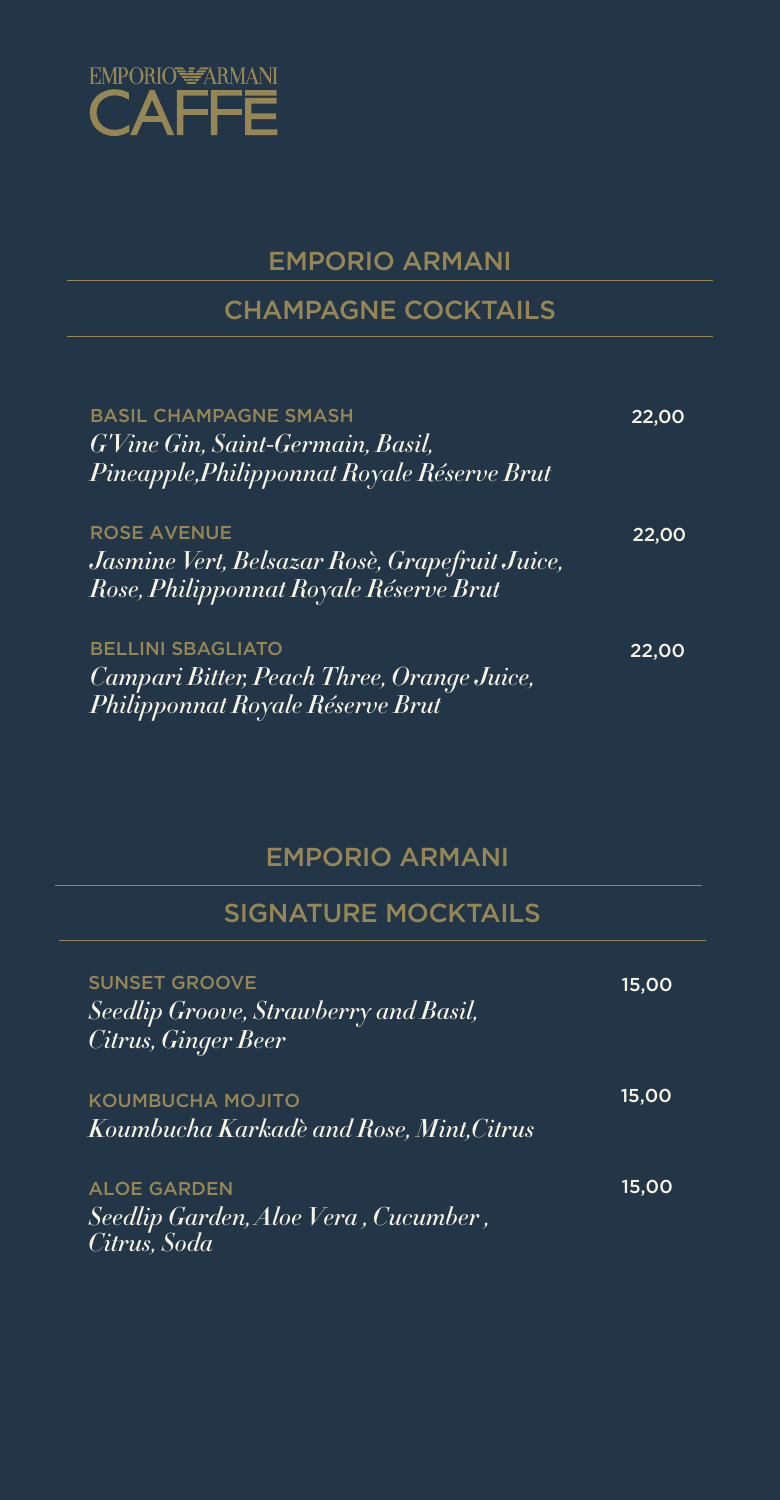EMPORIO ARMANI CAFFÈ

## EMPORIO ARMANI

## CHAMPAGNE COCKTAILS

**BASIL CHAMPAGNE SMASH** 22,00
*G'Vine Gin, Saint-Germain, Basil, Pineapple,Philipponnat Royale Réserve Brut*

**ROSE AVENUE** 22,00
*Jasmine Vert, Belsazar Rosè, Grapefruit Juice, Rose, Philipponnat Royale Réserve Brut*

**BELLINI SBAGLIATO** 22,00
*Campari Bitter, Peach Three, Orange Juice, Philipponnat Royale Réserve Brut*

## EMPORIO ARMANI

## SIGNATURE MOCKTAILS

**SUNSET GROOVE** 15,00
*Seedlip Groove, Strawberry and Basil, Citrus, Ginger Beer*

**KOUMBUCHA MOJITO** 15,00
*Koumbucha Karkadè and Rose, Mint,Citrus*

**ALOE GARDEN** 15,00
*Seedlip Garden, Aloe Vera , Cucumber , Citrus, Soda*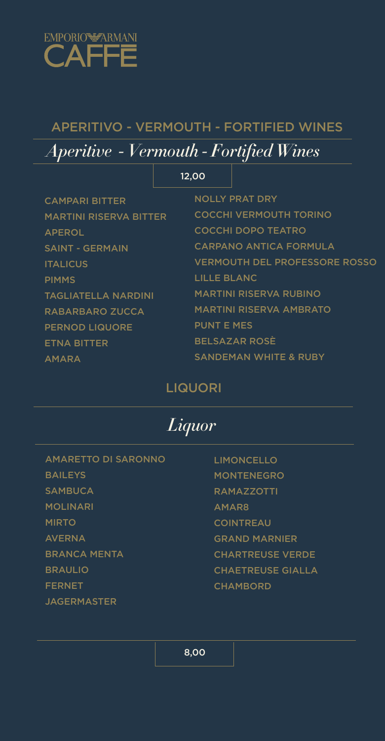EMPORIO ARMANI
CAFFÈ

## APERITIVO - VERMOUTH - FORTIFIED WINES

## *Aperitive - Vermouth - Fortified Wines*

12,00

CAMPARI BITTER
MARTINI RISERVA BITTER
APEROL
SAINT - GERMAIN
ITALICUS
PIMMS
TAGLIATELLA NARDINI
RABARBARO ZUCCA
PERNOD LIQUORE
ETNA BITTER
AMARA
NOLLY PRAT DRY
COCCHI VERMOUTH TORINO
COCCHI DOPO TEATRO
CARPANO ANTICA FORMULA
VERMOUTH DEL PROFESSORE ROSSO
LILLE BLANC
MARTINI RISERVA RUBINO
MARTINI RISERVA AMBRATO
PUNT E MES
BELSAZAR ROSÈ
SANDEMAN WHITE & RUBY

## LIQUORI

## *Liquor*

AMARETTO DI SARONNO
BAILEYS
SAMBUCA
MOLINARI
MIRTO
AVERNA
BRANCA MENTA
BRAULIO
FERNET
JAGERMASTER
LIMONCELLO
MONTENEGRO
RAMAZZOTTI
AMAR8
COINTREAU
GRAND MARNIER
CHARTREUSE VERDE
CHAETREUSE GIALLA
CHAMBORD

8,00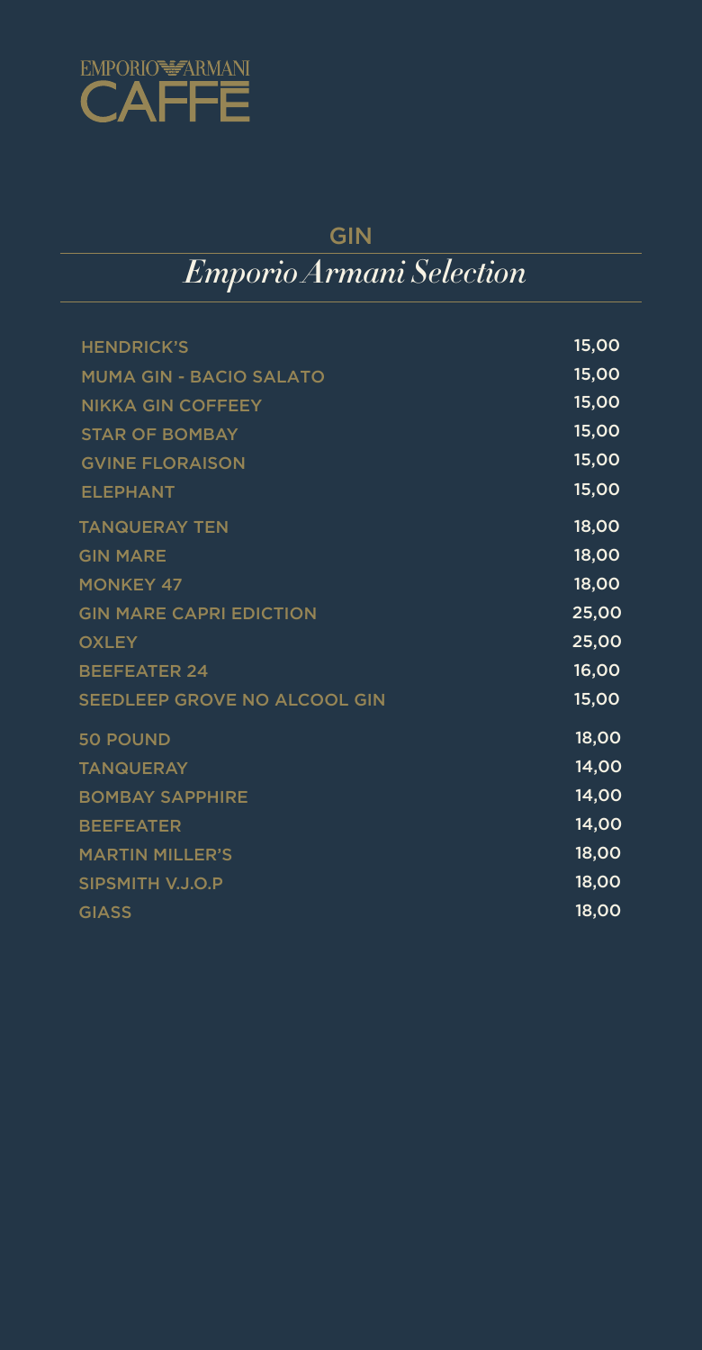EMPORIO ARMANI
CAFFÈ

## GIN

## *Emporio Armani Selection*

| | |
|---|---|
| HENDRICK'S | 15,00 |
| MUMA GIN - BACIO SALATO | 15,00 |
| NIKKA GIN COFFEEY | 15,00 |
| STAR OF BOMBAY | 15,00 |
| GVINE FLORAISON | 15,00 |
| ELEPHANT | 15,00 |
| TANQUERAY TEN | 18,00 |
| GIN MARE | 18,00 |
| MONKEY 47 | 18,00 |
| GIN MARE CAPRI EDICTION | 25,00 |
| OXLEY | 25,00 |
| BEEFEATER 24 | 16,00 |
| SEEDLEEP GROVE NO ALCOOL GIN | 15,00 |
| 50 POUND | 18,00 |
| TANQUERAY | 14,00 |
| BOMBAY SAPPHIRE | 14,00 |
| BEEFEATER | 14,00 |
| MARTIN MILLER'S | 18,00 |
| SIPSMITH V.J.O.P | 18,00 |
| GIASS | 18,00 |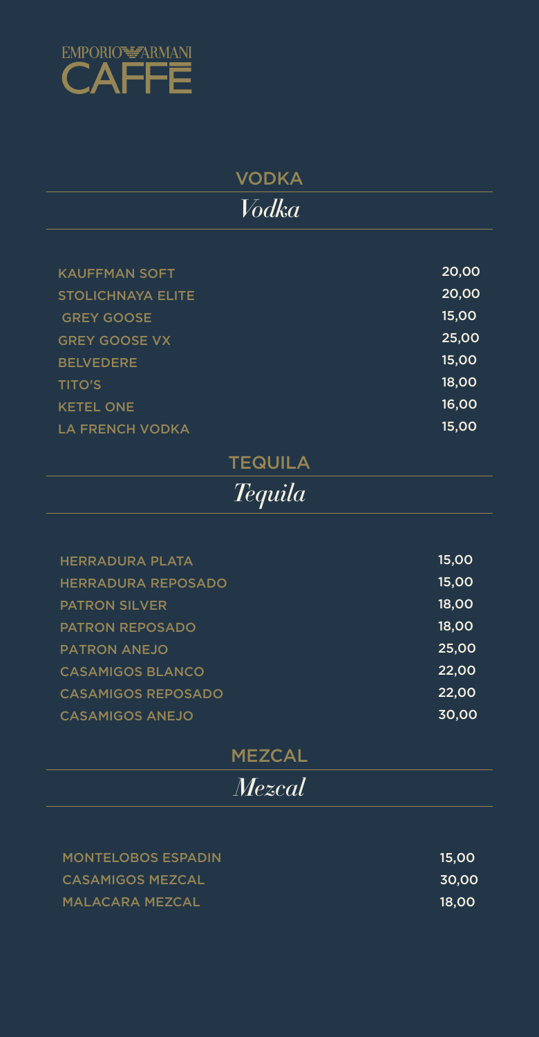EMPORIO ARMANI CAFFÈ

## VODKA

*Vodka*

| | |
|---|---|
| KAUFFMAN SOFT | 20,00 |
| STOLICHNAYA ELITE | 20,00 |
| GREY GOOSE | 15,00 |
| GREY GOOSE VX | 25,00 |
| BELVEDERE | 15,00 |
| TITO'S | 18,00 |
| KETEL ONE | 16,00 |
| LA FRENCH VODKA | 15,00 |

## TEQUILA

*Tequila*

| | |
|---|---|
| HERRADURA PLATA | 15,00 |
| HERRADURA REPOSADO | 15,00 |
| PATRON SILVER | 18,00 |
| PATRON REPOSADO | 18,00 |
| PATRON ANEJO | 25,00 |
| CASAMIGOS BLANCO | 22,00 |
| CASAMIGOS REPOSADO | 22,00 |
| CASAMIGOS ANEJO | 30,00 |

## MEZCAL

*Mezcal*

| | |
|---|---|
| MONTELOBOS ESPADIN | 15,00 |
| CASAMIGOS MEZCAL | 30,00 |
| MALACARA MEZCAL | 18,00 |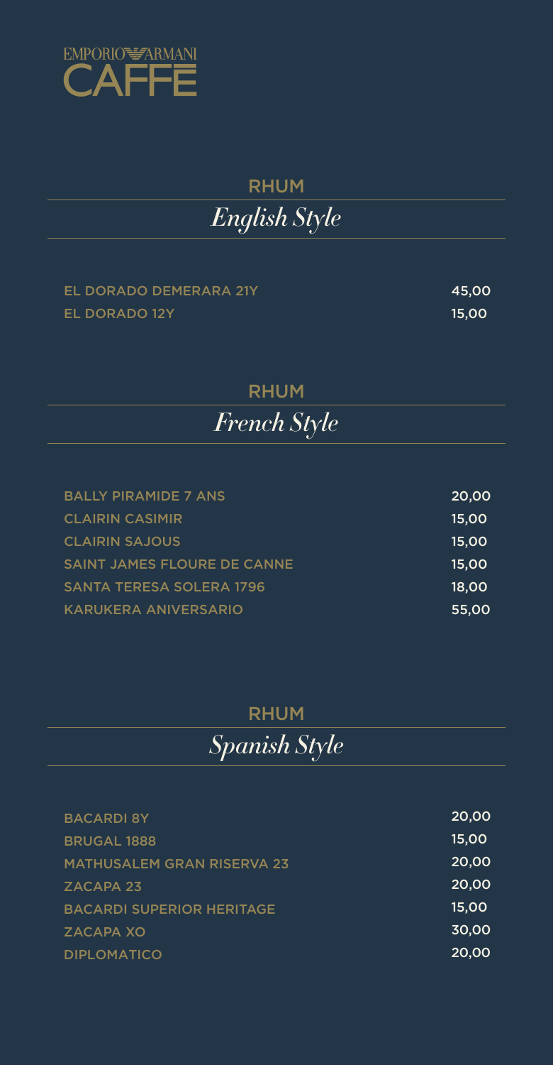EMPORIO ARMANI CAFFÈ

## RHUM
### *English Style*

| | |
|---|---|
| EL DORADO DEMERARA 21Y | 45,00 |
| EL DORADO 12Y | 15,00 |

## RHUM
### *French Style*

| | |
|---|---|
| BALLY PIRAMIDE 7 ANS | 20,00 |
| CLAIRIN CASIMIR | 15,00 |
| CLAIRIN SAJOUS | 15,00 |
| SAINT JAMES FLOURE DE CANNE | 15,00 |
| SANTA TERESA SOLERA 1796 | 18,00 |
| KARUKERA ANIVERSARIO | 55,00 |

## RHUM
### *Spanish Style*

| | |
|---|---|
| BACARDI 8Y | 20,00 |
| BRUGAL 1888 | 15,00 |
| MATHUSALEM GRAN RISERVA 23 | 20,00 |
| ZACAPA 23 | 20,00 |
| BACARDI SUPERIOR HERITAGE | 15,00 |
| ZACAPA XO | 30,00 |
| DIPLOMATICO | 20,00 |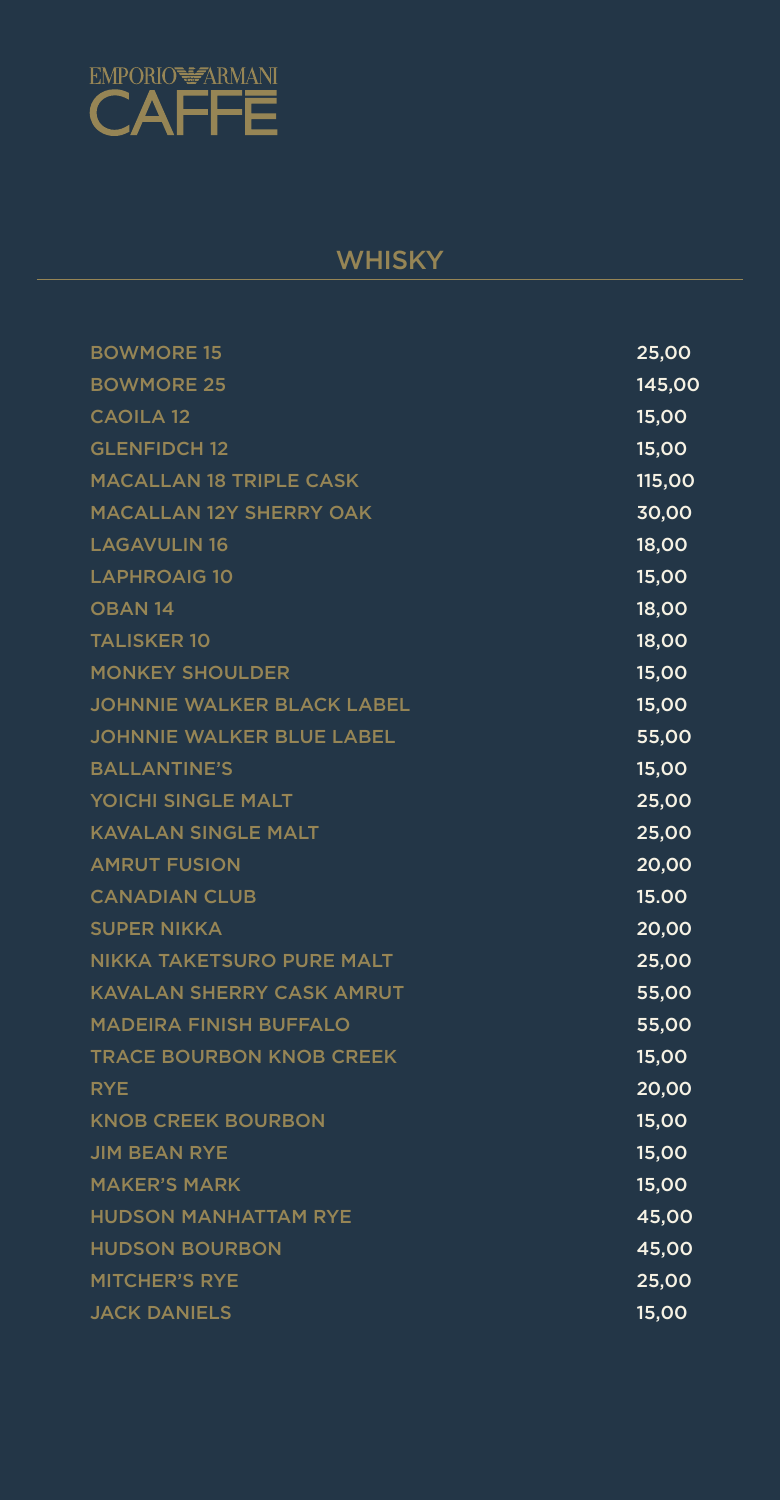EMPORIO ARMANI
CAFFÈ

## WHISKY

| | |
|---|---|
| BOWMORE 15 | 25,00 |
| BOWMORE 25 | 145,00 |
| CAOILA 12 | 15,00 |
| GLENFIDCH 12 | 15,00 |
| MACALLAN 18 TRIPLE CASK | 115,00 |
| MACALLAN 12Y SHERRY OAK | 30,00 |
| LAGAVULIN 16 | 18,00 |
| LAPHROAIG 10 | 15,00 |
| OBAN 14 | 18,00 |
| TALISKER 10 | 18,00 |
| MONKEY SHOULDER | 15,00 |
| JOHNNIE WALKER BLACK LABEL | 15,00 |
| JOHNNIE WALKER BLUE LABEL | 55,00 |
| BALLANTINE'S | 15,00 |
| YOICHI SINGLE MALT | 25,00 |
| KAVALAN SINGLE MALT | 25,00 |
| AMRUT FUSION | 20,00 |
| CANADIAN CLUB | 15.00 |
| SUPER NIKKA | 20,00 |
| NIKKA TAKETSURO PURE MALT | 25,00 |
| KAVALAN SHERRY CASK AMRUT | 55,00 |
| MADEIRA FINISH BUFFALO | 55,00 |
| TRACE BOURBON KNOB CREEK | 15,00 |
| RYE | 20,00 |
| KNOB CREEK BOURBON | 15,00 |
| JIM BEAN RYE | 15,00 |
| MAKER'S MARK | 15,00 |
| HUDSON MANHATTAM RYE | 45,00 |
| HUDSON BOURBON | 45,00 |
| MITCHER'S RYE | 25,00 |
| JACK DANIELS | 15,00 |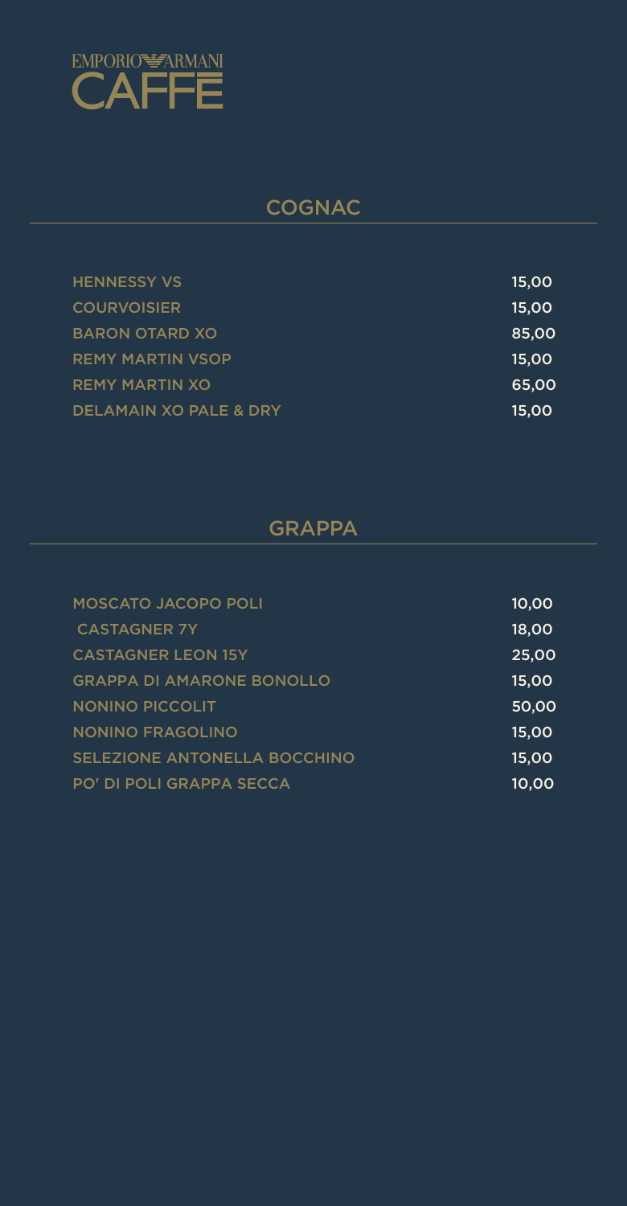EMPORIO ARMANI CAFFÈ

## COGNAC

| | |
|---|---|
| HENNESSY VS | 15,00 |
| COURVOISIER | 15,00 |
| BARON OTARD XO | 85,00 |
| REMY MARTIN VSOP | 15,00 |
| REMY MARTIN XO | 65,00 |
| DELAMAIN XO PALE & DRY | 15,00 |

## GRAPPA

| | |
|---|---|
| MOSCATO JACOPO POLI | 10,00 |
| CASTAGNER 7Y | 18,00 |
| CASTAGNER LEON 15Y | 25,00 |
| GRAPPA DI AMARONE BONOLLO | 15,00 |
| NONINO PICCOLIT | 50,00 |
| NONINO FRAGOLINO | 15,00 |
| SELEZIONE ANTONELLA BOCCHINO | 15,00 |
| PO' DI POLI GRAPPA SECCA | 10,00 |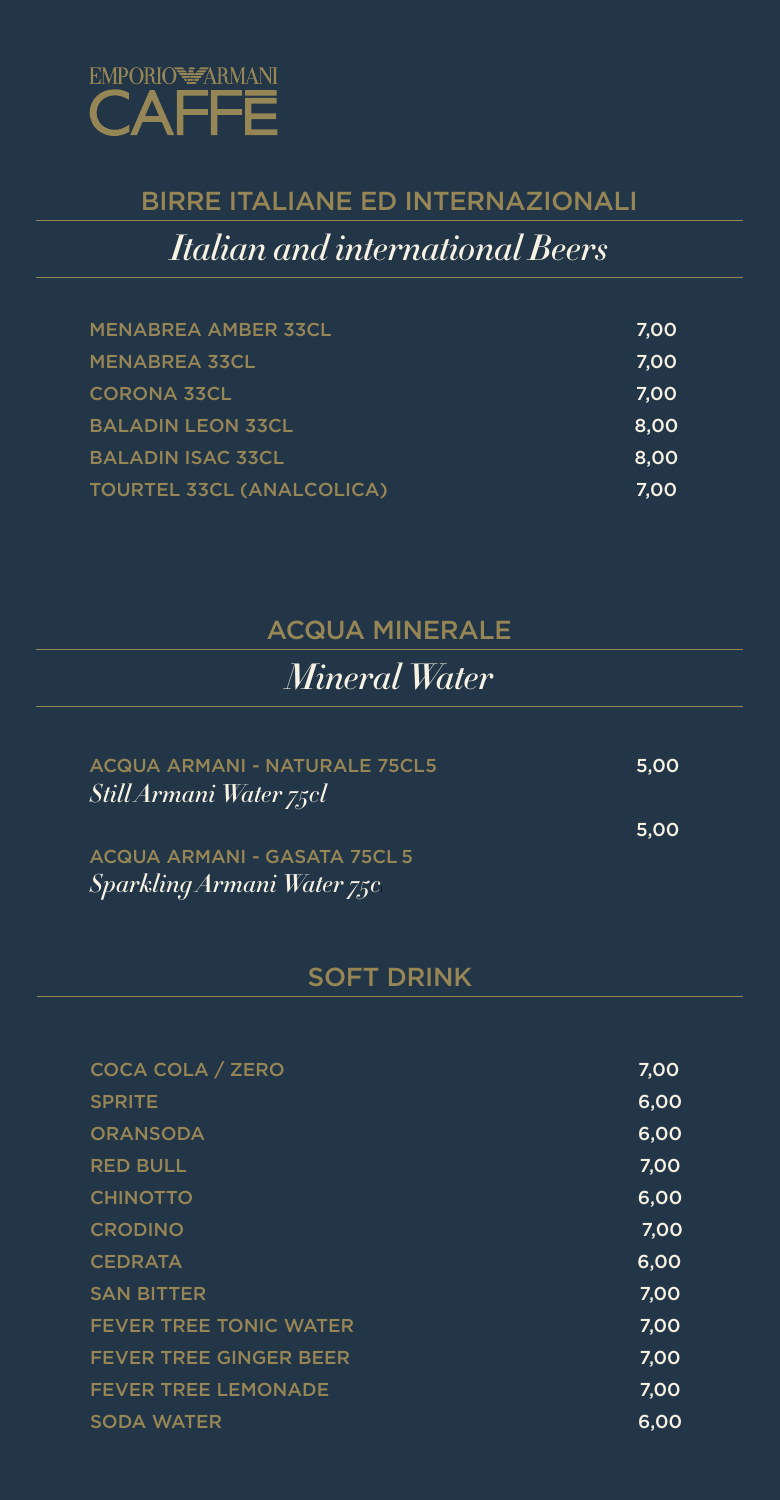EMPORIO ARMANI CAFFÈ

## BIRRE ITALIANE ED INTERNAZIONALI

## *Italian and international Beers*

| | |
|---|---|
| MENABREA AMBER 33CL | 7,00 |
| MENABREA 33CL | 7,00 |
| CORONA 33CL | 7,00 |
| BALADIN LEON 33CL | 8,00 |
| BALADIN ISAC 33CL | 8,00 |
| TOURTEL 33CL (ANALCOLICA) | 7,00 |

## ACQUA MINERALE

## *Mineral Water*

| | |
|---|---|
| ACQUA ARMANI - NATURALE 75CL5<br>*Still Armani Water 75cl* | 5,00 |
| ACQUA ARMANI - GASATA 75CL 5<br>*Sparkling Armani Water 75c* | 5,00 |

## SOFT DRINK

| | |
|---|---|
| COCA COLA / ZERO | 7,00 |
| SPRITE | 6,00 |
| ORANSODA | 6,00 |
| RED BULL | 7,00 |
| CHINOTTO | 6,00 |
| CRODINO | 7,00 |
| CEDRATA | 6,00 |
| SAN BITTER | 7,00 |
| FEVER TREE TONIC WATER | 7,00 |
| FEVER TREE GINGER BEER | 7,00 |
| FEVER TREE LEMONADE | 7,00 |
| SODA WATER | 6,00 |